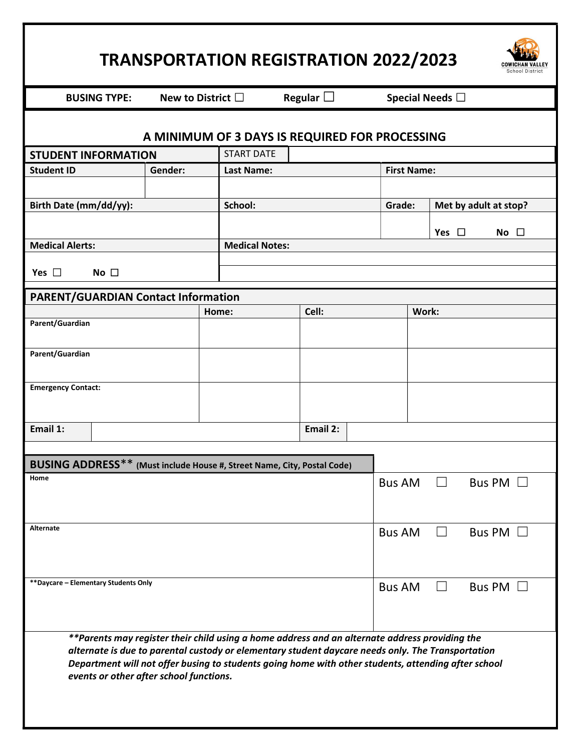# TRANSPORTATION REGISTRATION 2022/2023

COWICHAN VALLEY School District

**BUSING TYPE:** New to District ☐ Regular ☐ Special Needs ☐

**A MINIMUM OF 3 DAYS IS REQUIRED FOR PROCESSING**

| STUDENT INFORMATION | | START DATE | | |
|---|---|---|---|---|
| **Student ID** | **Gender:** | **Last Name:** | **First Name:** | |
| | | | | |
| **Birth Date (mm/dd/yy):** | | **School:** | **Grade:** | **Met by adult at stop?** |
| | | | | Yes ☐ No ☐ |
| **Medical Alerts:** | | **Medical Notes:** | | |
| Yes ☐ No ☐ | | | | |

| PARENT/GUARDIAN Contact Information | | | |
|---|---|---|---|
| | **Home:** | **Cell:** | **Work:** |
| **Parent/Guardian** | | | |
| **Parent/Guardian** | | | |
| **Emergency Contact:** | | | |
| **Email 1:** | | **Email 2:** | |

| BUSING ADDRESS** (Must include House #, Street Name, City, Postal Code) | |
|---|---|
| **Home** | Bus AM ☐ Bus PM ☐ |
| **Alternate** | Bus AM ☐ Bus PM ☐ |
| **Daycare – Elementary Students Only** | Bus AM ☐ Bus PM ☐ |

***\*\*Parents may register their child using a home address and an alternate address providing the alternate is due to parental custody or elementary student daycare needs only. The Transportation Department will not offer busing to students going home with other students, attending after school events or other after school functions.***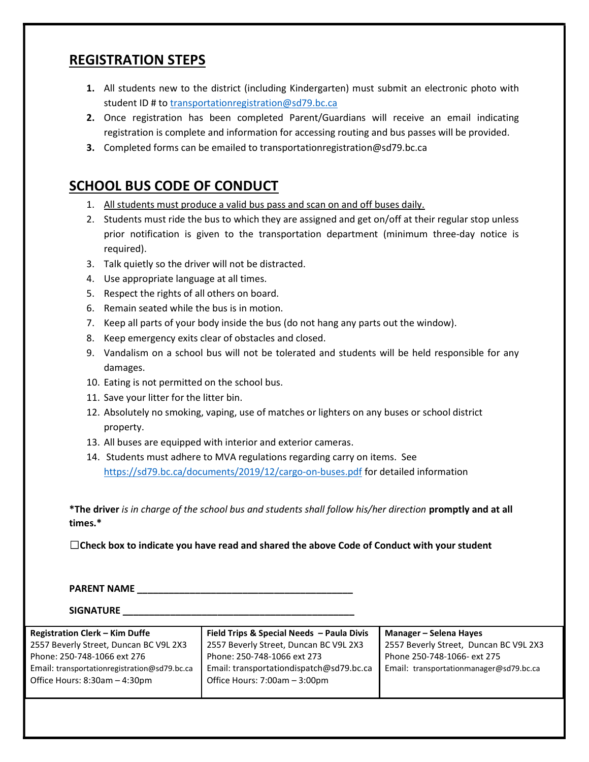## REGISTRATION STEPS

1. All students new to the district (including Kindergarten) must submit an electronic photo with student ID # to transportationregistration@sd79.bc.ca
2. Once registration has been completed Parent/Guardians will receive an email indicating registration is complete and information for accessing routing and bus passes will be provided.
3. Completed forms can be emailed to transportationregistration@sd79.bc.ca

## SCHOOL BUS CODE OF CONDUCT

1. All students must produce a valid bus pass and scan on and off buses daily.
2. Students must ride the bus to which they are assigned and get on/off at their regular stop unless prior notification is given to the transportation department (minimum three-day notice is required).
3. Talk quietly so the driver will not be distracted.
4. Use appropriate language at all times.
5. Respect the rights of all others on board.
6. Remain seated while the bus is in motion.
7. Keep all parts of your body inside the bus (do not hang any parts out the window).
8. Keep emergency exits clear of obstacles and closed.
9. Vandalism on a school bus will not be tolerated and students will be held responsible for any damages.
10. Eating is not permitted on the school bus.
11. Save your litter for the litter bin.
12. Absolutely no smoking, vaping, use of matches or lighters on any buses or school district property.
13. All buses are equipped with interior and exterior cameras.
14. Students must adhere to MVA regulations regarding carry on items. See https://sd79.bc.ca/documents/2019/12/cargo-on-buses.pdf for detailed information

***The driver** *is in charge of the school bus and students shall follow his/her direction* **promptly and at all times.***

☐**Check box to indicate you have read and shared the above Code of Conduct with your student**

**PARENT NAME** ________________________________________

**SIGNATURE** ___________________________________________

| | | |
|---|---|---|
| **Registration Clerk – Kim Duffe**<br>2557 Beverly Street, Duncan BC V9L 2X3<br>Phone: 250-748-1066 ext 276<br>Email: transportationregistration@sd79.bc.ca<br>Office Hours: 8:30am – 4:30pm | **Field Trips & Special Needs – Paula Divis**<br>2557 Beverly Street, Duncan BC V9L 2X3<br>Phone: 250-748-1066 ext 273<br>Email: transportationdispatch@sd79.bc.ca<br>Office Hours: 7:00am – 3:00pm | **Manager – Selena Hayes**<br>2557 Beverly Street, Duncan BC V9L 2X3<br>Phone 250-748-1066- ext 275<br>Email: transportationmanager@sd79.bc.ca |